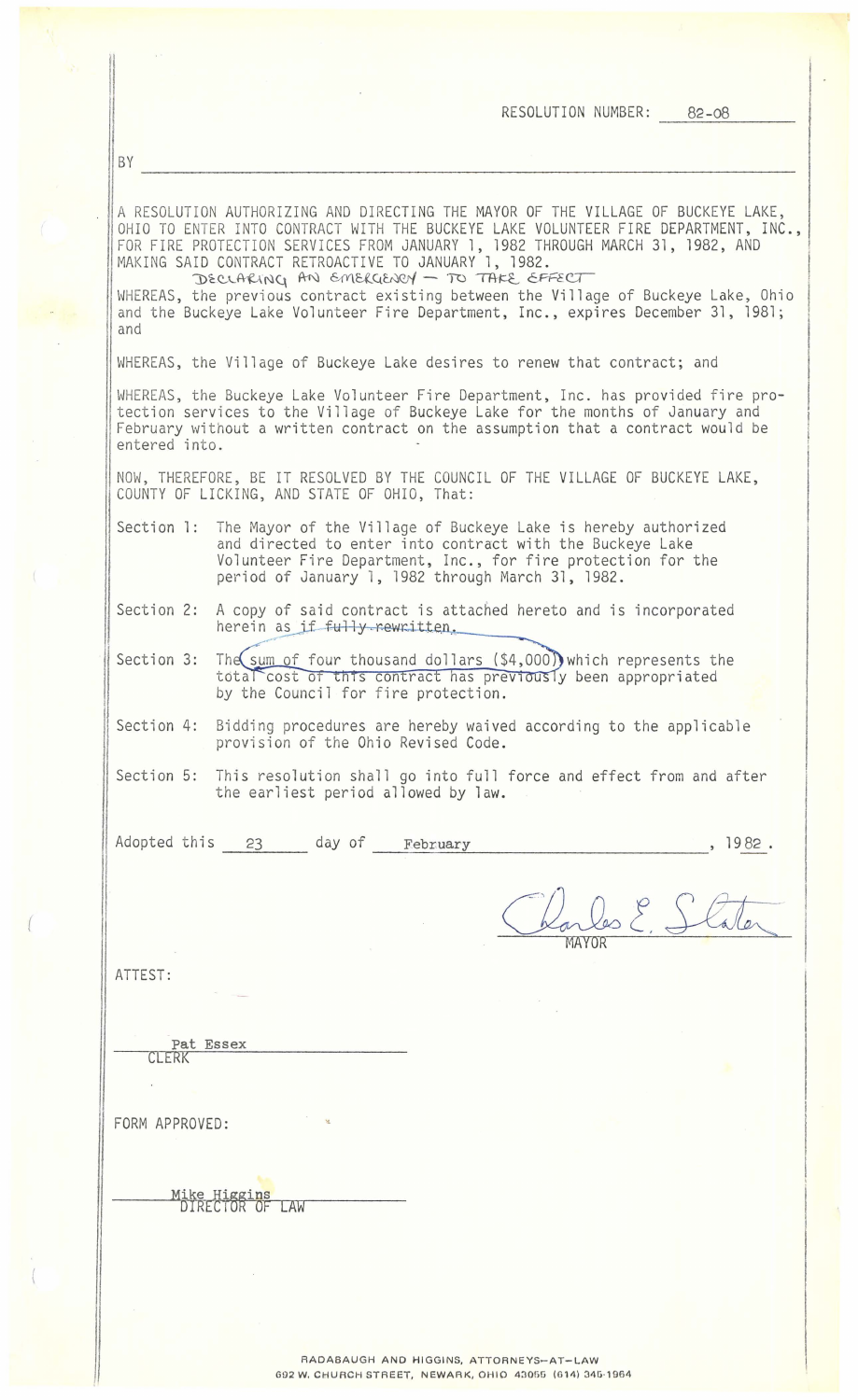RESOLUTION NUMBER: 82-08

BY

A RESOLUTION AUTHORIZING AND DIRECTING THE MAYOR OF THE VILLAGE OF BUCKEYE LAKE, OHIO TO ENTER INTO CONTRACT WITH THE BUCKEYE LAKE VOLUNTEER FIRE DEPARTMENT, INC., FOR FIRE PROTECTION SERVICES FROM JANUARY 1, 1982 THROUGH MARCH 31, 1982, AND MAKING SAID CONTRACT RETROACTIVE TO JANUARY 1, 1982.
DECLARING AN EMERGENCY — TO TAKE EFFECT

WHEREAS, the previous contract existing between the Village of Buckeye Lake, Ohio and the Buckeye Lake Volunteer Fire Department, Inc., expires December 31, 1981; and

WHEREAS, the Village of Buckeye Lake desires to renew that contract; and

WHEREAS, the Buckeye Lake Volunteer Fire Department, Inc. has provided fire protection services to the Village of Buckeye Lake for the months of January and February without a written contract on the assumption that a contract would be entered into.

NOW, THEREFORE, BE IT RESOLVED BY THE COUNCIL OF THE VILLAGE OF BUCKEYE LAKE, COUNTY OF LICKING, AND STATE OF OHIO, That:

Section 1: The Mayor of the Village of Buckeye Lake is hereby authorized and directed to enter into contract with the Buckeye Lake Volunteer Fire Department, Inc., for fire protection for the period of January 1, 1982 through March 31, 1982.

Section 2: A copy of said contract is attached hereto and is incorporated herein as ~~if fully rewritten~~.

Section 3: The sum of four thousand dollars ($4,000) which represents the total cost of this contract has previously been appropriated by the Council for fire protection.

Section 4: Bidding procedures are hereby waived according to the applicable provision of the Ohio Revised Code.

Section 5: This resolution shall go into full force and effect from and after the earliest period allowed by law.

Adopted this 23 day of February, 1982.

Charles E. Slater
MAYOR

ATTEST:

Pat Essex
CLERK

FORM APPROVED:

Mike Higgins
DIRECTOR OF LAW

RADABAUGH AND HIGGINS, ATTORNEYS-AT-LAW
692 W. CHURCH STREET, NEWARK, OHIO 43055 (614) 345-1964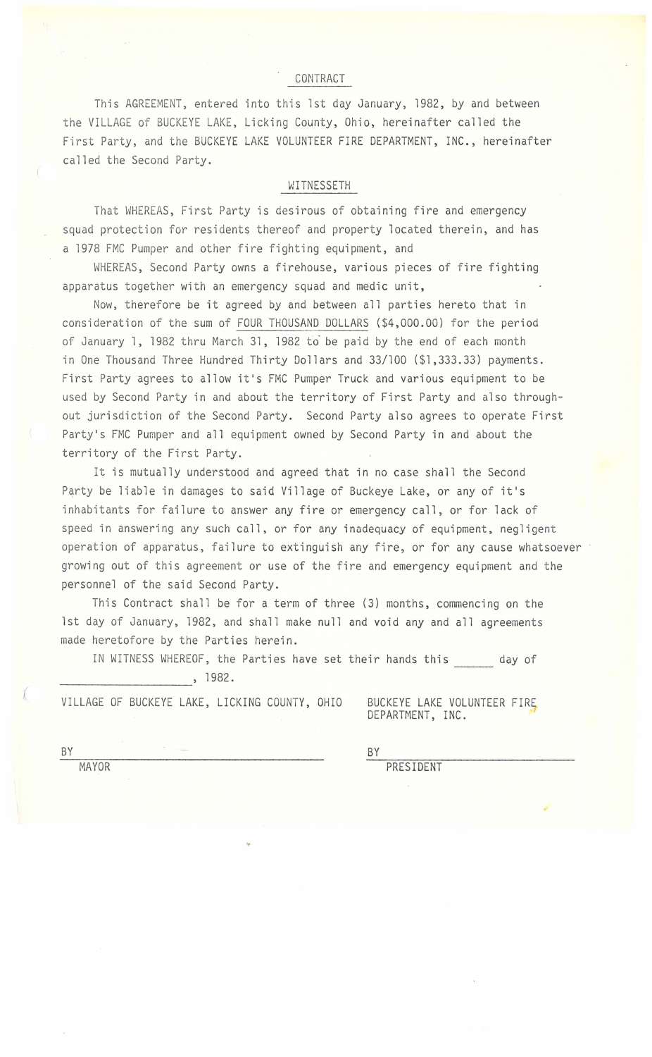## CONTRACT

This AGREEMENT, entered into this 1st day January, 1982, by and between the VILLAGE of BUCKEYE LAKE, Licking County, Ohio, hereinafter called the First Party, and the BUCKEYE LAKE VOLUNTEER FIRE DEPARTMENT, INC., hereinafter called the Second Party.

## WITNESSETH

That WHEREAS, First Party is desirous of obtaining fire and emergency squad protection for residents thereof and property located therein, and has a 1978 FMC Pumper and other fire fighting equipment, and

WHEREAS, Second Party owns a firehouse, various pieces of fire fighting apparatus together with an emergency squad and medic unit,

Now, therefore be it agreed by and between all parties hereto that in consideration of the sum of FOUR THOUSAND DOLLARS ($4,000.00) for the period of January 1, 1982 thru March 31, 1982 to be paid by the end of each month in One Thousand Three Hundred Thirty Dollars and 33/100 ($1,333.33) payments. First Party agrees to allow it's FMC Pumper Truck and various equipment to be used by Second Party in and about the territory of First Party and also throughout jurisdiction of the Second Party. Second Party also agrees to operate First Party's FMC Pumper and all equipment owned by Second Party in and about the territory of the First Party.

It is mutually understood and agreed that in no case shall the Second Party be liable in damages to said Village of Buckeye Lake, or any of it's inhabitants for failure to answer any fire or emergency call, or for lack of speed in answering any such call, or for any inadequacy of equipment, negligent operation of apparatus, failure to extinguish any fire, or for any cause whatsoever growing out of this agreement or use of the fire and emergency equipment and the personnel of the said Second Party.

This Contract shall be for a term of three (3) months, commencing on the 1st day of January, 1982, and shall make null and void any and all agreements made heretofore by the Parties herein.

IN WITNESS WHEREOF, the Parties have set their hands this ______ day of ____________________, 1982.

VILLAGE OF BUCKEYE LAKE, LICKING COUNTY, OHIO

BY ________________________________
MAYOR

BUCKEYE LAKE VOLUNTEER FIRE DEPARTMENT, INC.

BY ________________________________
PRESIDENT